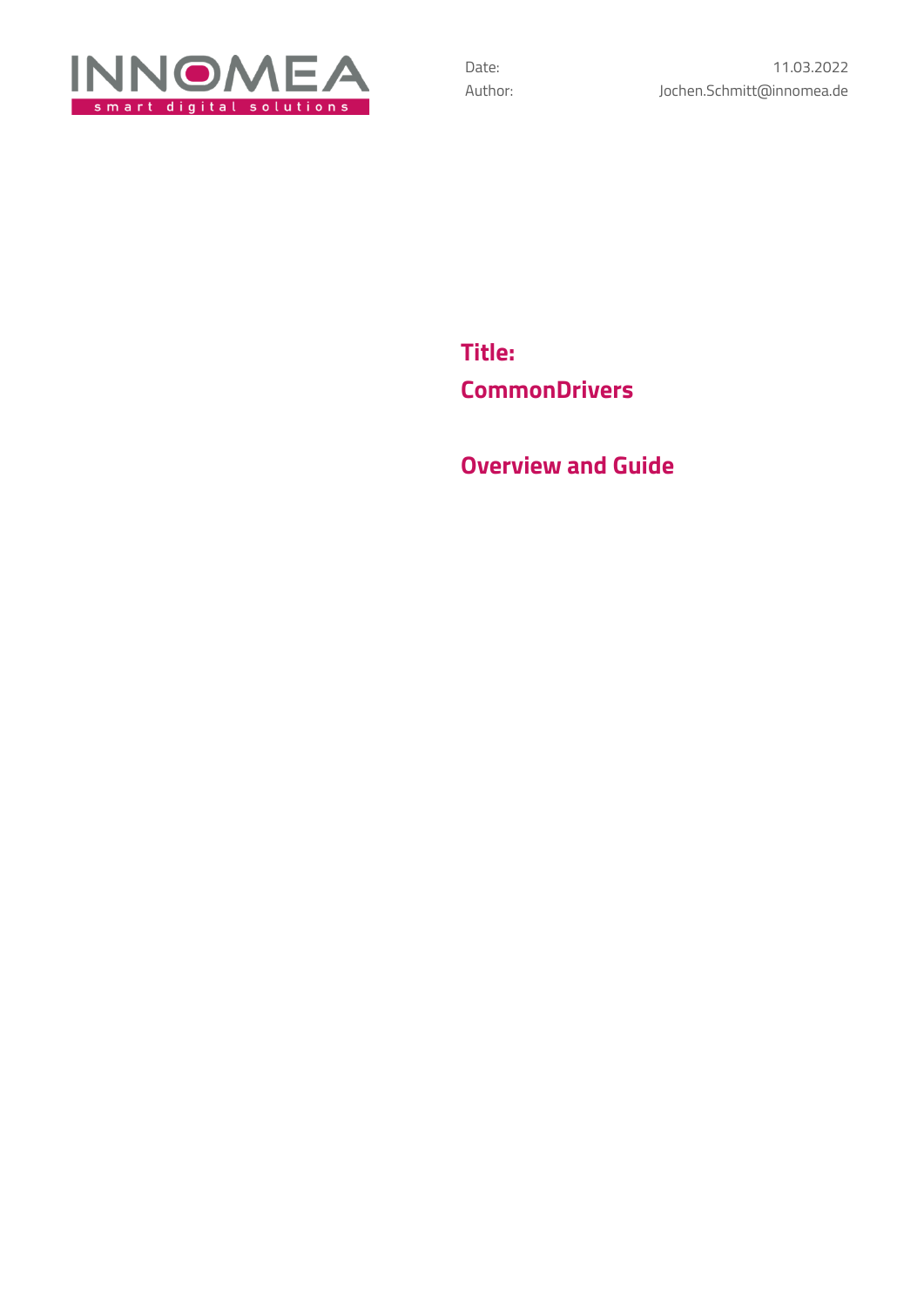INNOMEA
smart digital solutions

Date: 11.03.2022
Author: Jochen.Schmitt@innomea.de

# Title:
# CommonDrivers

## Overview and Guide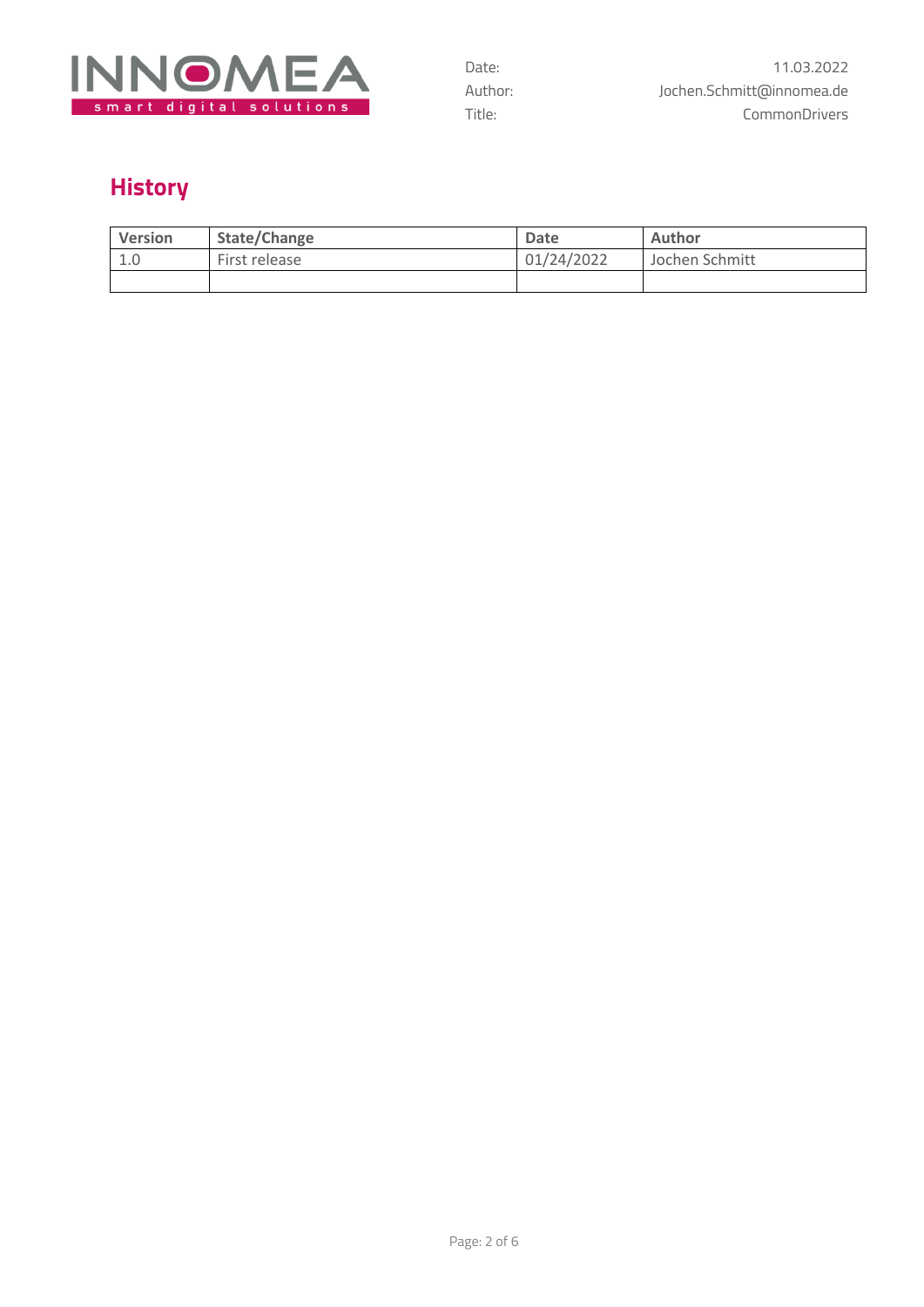# History

| Version | State/Change | Date | Author |
| --- | --- | --- | --- |
| 1.0 | First release | 01/24/2022 | Jochen Schmitt |
| | | | |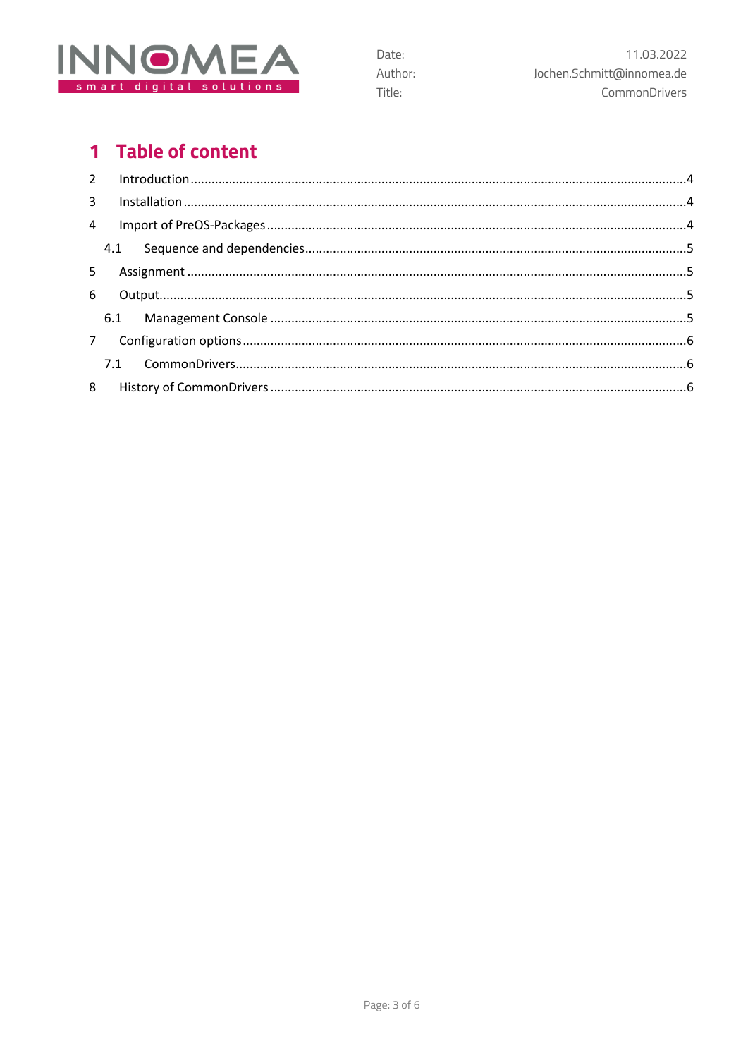# 1 Table of content

| | | |
|---|---|---|
| 2 | Introduction | 4 |
| 3 | Installation | 4 |
| 4 | Import of PreOS-Packages | 4 |
| 4.1 | Sequence and dependencies | 5 |
| 5 | Assignment | 5 |
| 6 | Output | 5 |
| 6.1 | Management Console | 5 |
| 7 | Configuration options | 6 |
| 7.1 | CommonDrivers | 6 |
| 8 | History of CommonDrivers | 6 |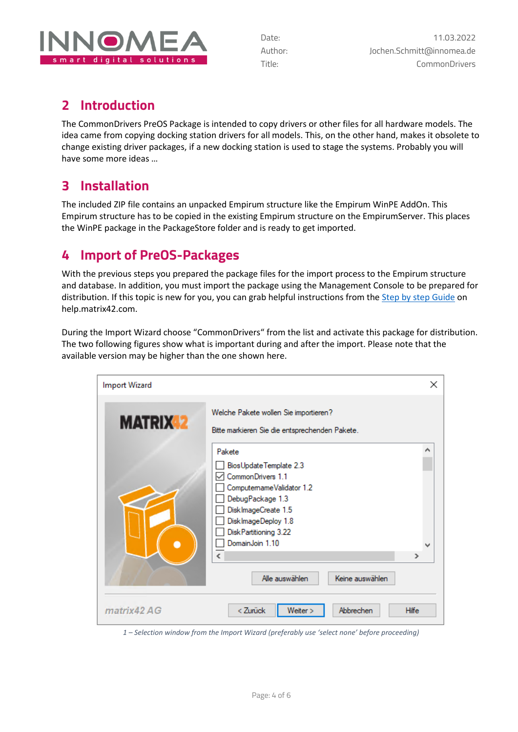## 2 Introduction

The CommonDrivers PreOS Package is intended to copy drivers or other files for all hardware models. The idea came from copying docking station drivers for all models. This, on the other hand, makes it obsolete to change existing driver packages, if a new docking station is used to stage the systems. Probably you will have some more ideas …

## 3 Installation

The included ZIP file contains an unpacked Empirum structure like the Empirum WinPE AddOn. This Empirum structure has to be copied in the existing Empirum structure on the EmpirumServer. This places the WinPE package in the PackageStore folder and is ready to get imported.

## 4 Import of PreOS-Packages

With the previous steps you prepared the package files for the import process to the Empirum structure and database. In addition, you must import the package using the Management Console to be prepared for distribution. If this topic is new for you, you can grab helpful instructions from the Step by step Guide on help.matrix42.com.

During the Import Wizard choose "CommonDrivers" from the list and activate this package for distribution. The two following figures show what is important during and after the import. Please note that the available version may be higher than the one shown here.

*1 – Selection window from the Import Wizard (preferably use 'select none' before proceeding)*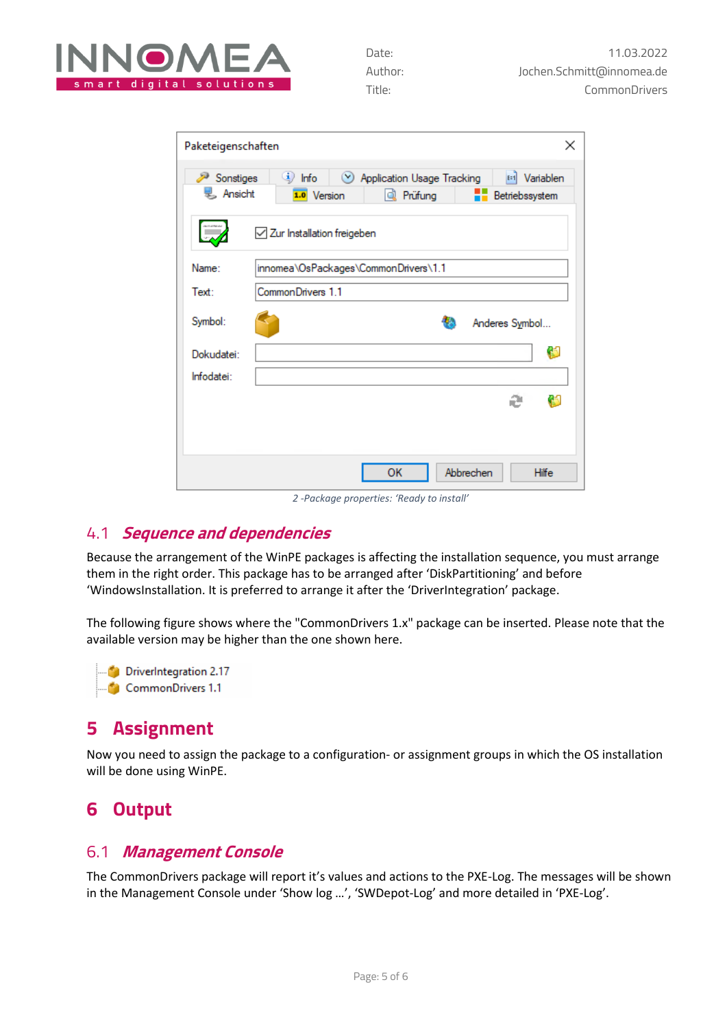2 -Package properties: 'Ready to install'

## 4.1 *Sequence and dependencies*

Because the arrangement of the WinPE packages is affecting the installation sequence, you must arrange them in the right order. This package has to be arranged after 'DiskPartitioning' and before 'WindowsInstallation. It is preferred to arrange it after the 'DriverIntegration' package.

The following figure shows where the "CommonDrivers 1.x" package can be inserted. Please note that the available version may be higher than the one shown here.

# 5 Assignment

Now you need to assign the package to a configuration- or assignment groups in which the OS installation will be done using WinPE.

# 6 Output

## 6.1 *Management Console*

The CommonDrivers package will report it's values and actions to the PXE-Log. The messages will be shown in the Management Console under 'Show log …', 'SWDepot-Log' and more detailed in 'PXE-Log'.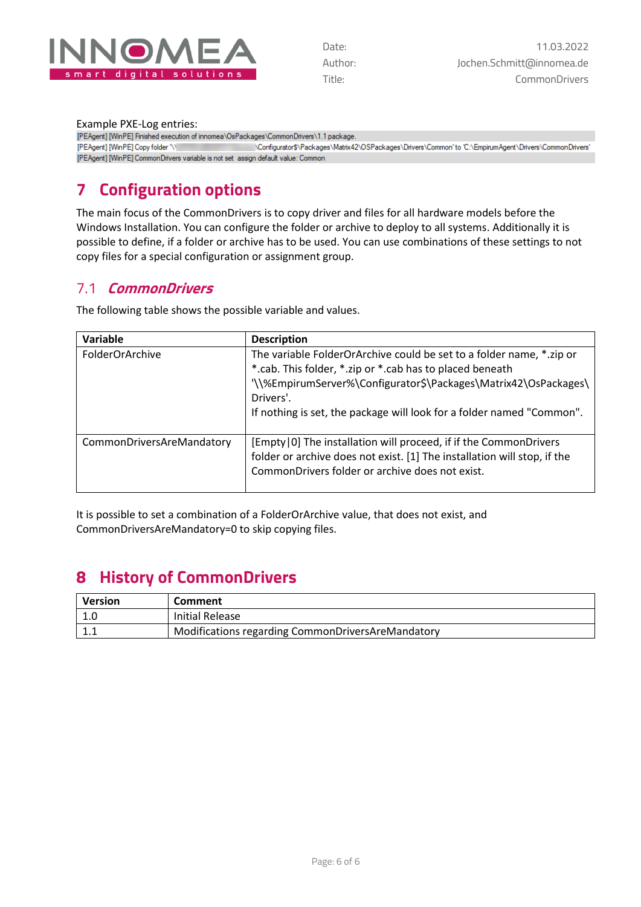Example PXE-Log entries:

```
[PEAgent] [WinPE] Finished execution of innomea\OsPackages\CommonDrivers\1.1 package.
[PEAgent] [WinPE] Copy folder '\\                    \Configurator$\Packages\Matrix42\OSPackages\Drivers\Common' to 'C:\EmpirumAgent\Drivers\CommonDrivers'
[PEAgent] [WinPE] CommonDrivers variable is not set  assign default value: Common
```

# 7 Configuration options

The main focus of the CommonDrivers is to copy driver and files for all hardware models before the Windows Installation. You can configure the folder or archive to deploy to all systems. Additionally it is possible to define, if a folder or archive has to be used. You can use combinations of these settings to not copy files for a special configuration or assignment group.

## 7.1 *CommonDrivers*

The following table shows the possible variable and values.

| Variable | Description |
|---|---|
| FolderOrArchive | The variable FolderOrArchive could be set to a folder name, *.zip or *.cab. This folder, *.zip or *.cab has to placed beneath '\\%EmpirumServer%\Configurator$\Packages\Matrix42\OsPackages\Drivers'.<br>If nothing is set, the package will look for a folder named "Common". |
| CommonDriversAreMandatory | [Empty\|0] The installation will proceed, if if the CommonDrivers folder or archive does not exist. [1] The installation will stop, if the CommonDrivers folder or archive does not exist. |

It is possible to set a combination of a FolderOrArchive value, that does not exist, and CommonDriversAreMandatory=0 to skip copying files.

# 8 History of CommonDrivers

| Version | Comment |
|---|---|
| 1.0 | Initial Release |
| 1.1 | Modifications regarding CommonDriversAreMandatory |